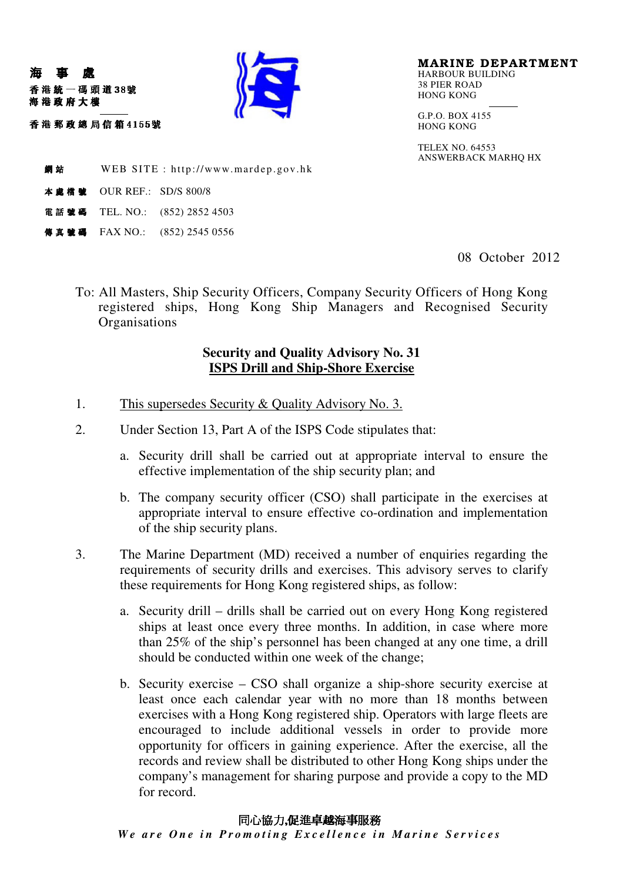海　事　處
香港統一碼頭道38號
海港政府大樓

香港郵政總局信箱4155號

**MARINE DEPARTMENT**
HARBOUR BUILDING
38 PIER ROAD
HONG KONG

G.P.O. BOX 4155
HONG KONG

TELEX NO. 64553
ANSWERBACK MARHQ HX

網站　WEB SITE : http://www.mardep.gov.hk

本處檔號　OUR REF.: SD/S 800/8

電話號碼　TEL. NO.: (852) 2852 4503

傳真號碼　FAX NO.: (852) 2545 0556

08 October 2012

To: All Masters, Ship Security Officers, Company Security Officers of Hong Kong registered ships, Hong Kong Ship Managers and Recognised Security Organisations

## Security and Quality Advisory No. 31
## ISPS Drill and Ship-Shore Exercise

1. This supersedes Security & Quality Advisory No. 3.

2. Under Section 13, Part A of the ISPS Code stipulates that:

   a. Security drill shall be carried out at appropriate interval to ensure the effective implementation of the ship security plan; and

   b. The company security officer (CSO) shall participate in the exercises at appropriate interval to ensure effective co-ordination and implementation of the ship security plans.

3. The Marine Department (MD) received a number of enquiries regarding the requirements of security drills and exercises. This advisory serves to clarify these requirements for Hong Kong registered ships, as follow:

   a. Security drill – drills shall be carried out on every Hong Kong registered ships at least once every three months. In addition, in case where more than 25% of the ship's personnel has been changed at any one time, a drill should be conducted within one week of the change;

   b. Security exercise – CSO shall organize a ship-shore security exercise at least once each calendar year with no more than 18 months between exercises with a Hong Kong registered ship. Operators with large fleets are encouraged to include additional vessels in order to provide more opportunity for officers in gaining experience. After the exercise, all the records and review shall be distributed to other Hong Kong ships under the company's management for sharing purpose and provide a copy to the MD for record.

同心協力,促進卓越海事服務
*We are One in Promoting Excellence in Marine Services*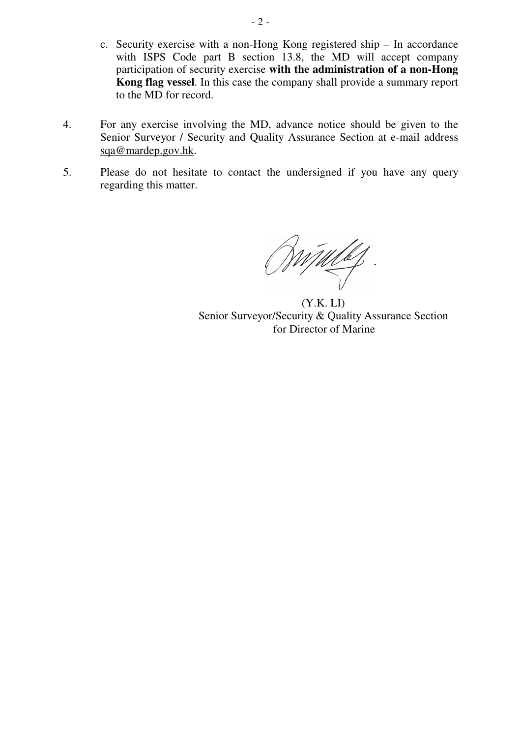c. Security exercise with a non-Hong Kong registered ship – In accordance with ISPS Code part B section 13.8, the MD will accept company participation of security exercise **with the administration of a non-Hong Kong flag vessel**. In this case the company shall provide a summary report to the MD for record.

4. For any exercise involving the MD, advance notice should be given to the Senior Surveyor / Security and Quality Assurance Section at e-mail address sqa@mardep.gov.hk.

5. Please do not hesitate to contact the undersigned if you have any query regarding this matter.

(Y.K. LI)
Senior Surveyor/Security & Quality Assurance Section
for Director of Marine